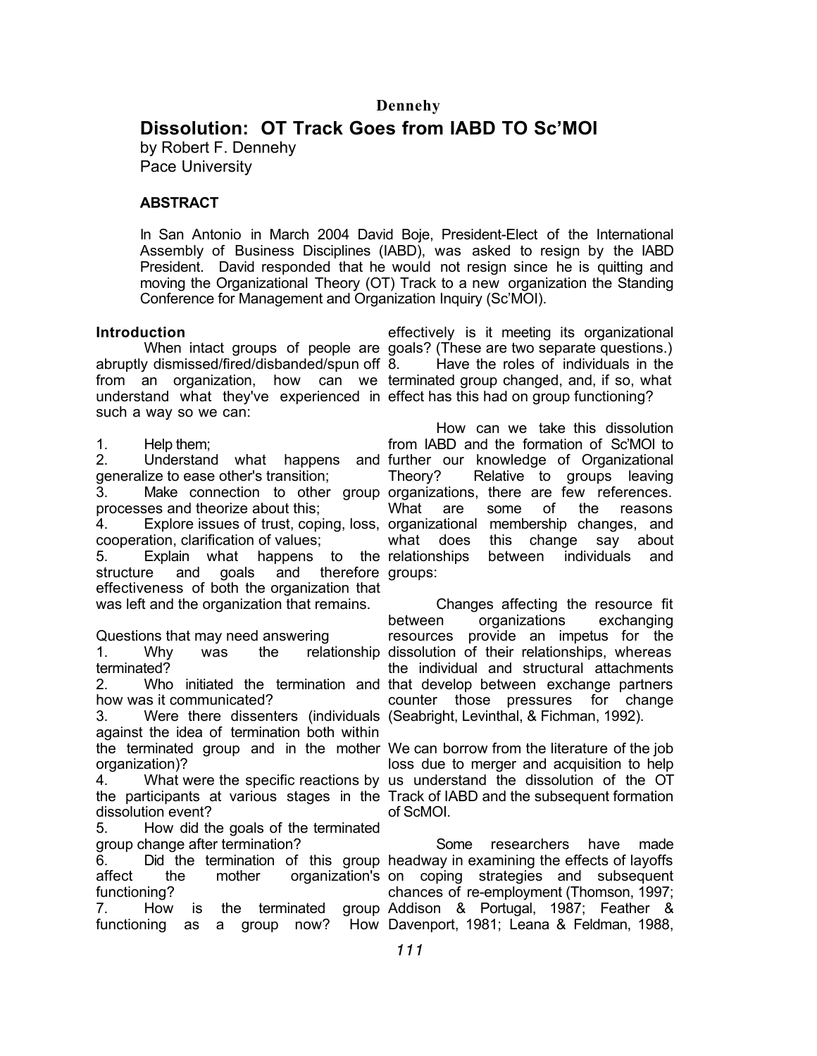# Dissolution: OT Track Goes from IABD TO Sc'MOI

by Robert F. Dennehy
Pace University

## ABSTRACT

In San Antonio in March 2004 David Boje, President-Elect of the International Assembly of Business Disciplines (IABD), was asked to resign by the IABD President. David responded that he would not resign since he is quitting and moving the Organizational Theory (OT) Track to a new organization the Standing Conference for Management and Organization Inquiry (Sc'MOI).

## Introduction

When intact groups of people are abruptly dismissed/fired/disbanded/spun off from an organization, how can we understand what they've experienced in such a way so we can:

1. Help them;
2. Understand what happens and generalize to ease other's transition;
3. Make connection to other group processes and theorize about this;
4. Explore issues of trust, coping, loss, cooperation, clarification of values;
5. Explain what happens to the structure and goals and therefore effectiveness of both the organization that was left and the organization that remains.

Questions that may need answering

1. Why was the relationship terminated?
2. Who initiated the termination and how was it communicated?
3. Were there dissenters (individuals against the idea of termination both within the terminated group and in the mother organization)?
4. What were the specific reactions by the participants at various stages in the dissolution event?
5. How did the goals of the terminated group change after termination?
6. Did the termination of this group affect the mother organization's functioning?
7. How is the terminated group functioning as a group now? How effectively is it meeting its organizational goals? (These are two separate questions.)
8. Have the roles of individuals in the terminated group changed, and, if so, what effect has this had on group functioning?

How can we take this dissolution from IABD and the formation of Sc'MOI to further our knowledge of Organizational Theory? Relative to groups leaving organizations, there are few references. What are some of the reasons organizational membership changes, and what does this change say about relationships between individuals and groups:

Changes affecting the resource fit between organizations exchanging resources provide an impetus for the dissolution of their relationships, whereas the individual and structural attachments that develop between exchange partners counter those pressures for change (Seabright, Levinthal, & Fichman, 1992).

We can borrow from the literature of the job loss due to merger and acquisition to help us understand the dissolution of the OT Track of IABD and the subsequent formation of ScMOI.

Some researchers have made headway in examining the effects of layoffs on coping strategies and subsequent chances of re-employment (Thomson, 1997; Addison & Portugal, 1987; Feather & Davenport, 1981; Leana & Feldman, 1988,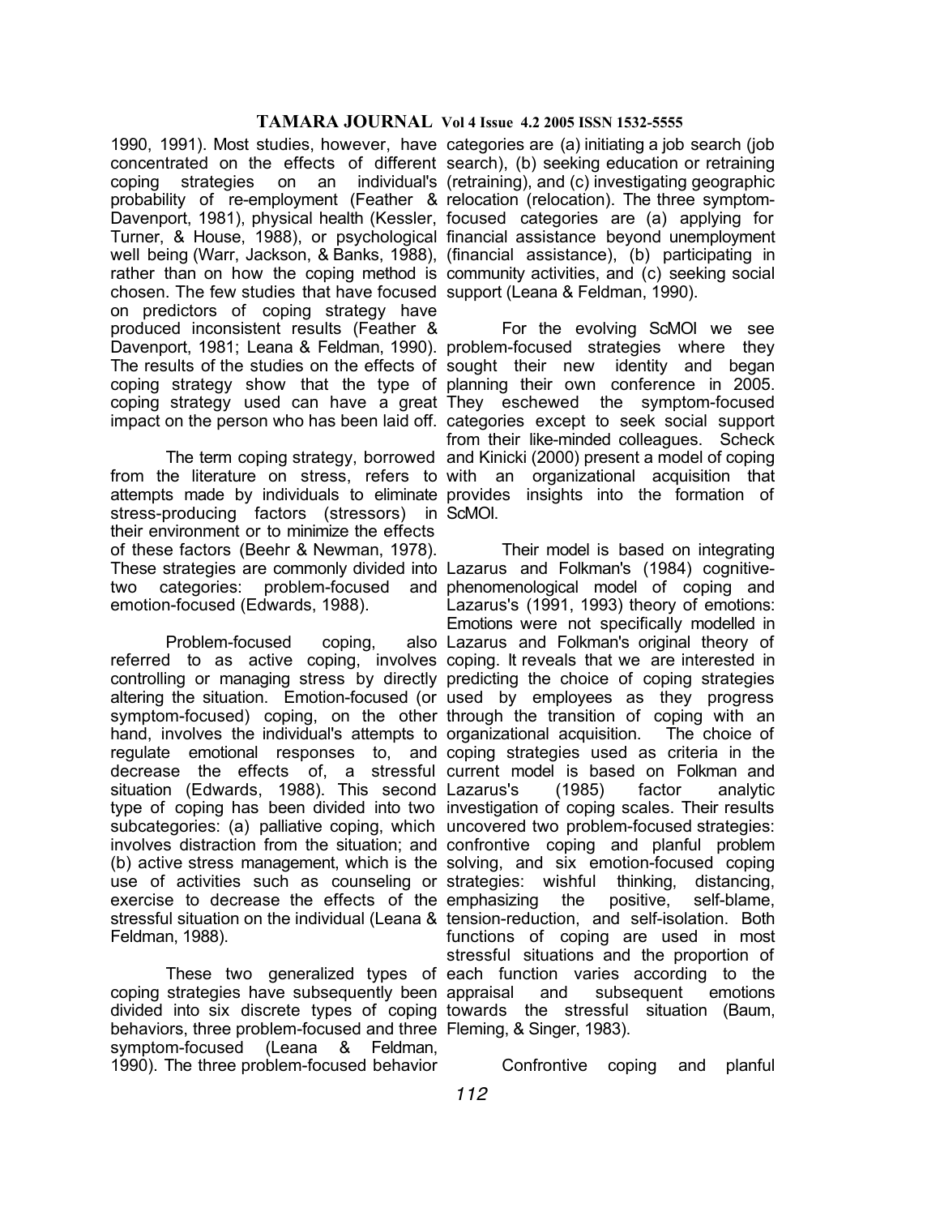1990, 1991). Most studies, however, have concentrated on the effects of different coping strategies on an individual's probability of re-employment (Feather & Davenport, 1981), physical health (Kessler, Turner, & House, 1988), or psychological well being (Warr, Jackson, & Banks, 1988), rather than on how the coping method is chosen. The few studies that have focused on predictors of coping strategy have produced inconsistent results (Feather & Davenport, 1981; Leana & Feldman, 1990). The results of the studies on the effects of coping strategy show that the type of coping strategy used can have a great impact on the person who has been laid off.

The term coping strategy, borrowed from the literature on stress, refers to attempts made by individuals to eliminate stress-producing factors (stressors) in their environment or to minimize the effects of these factors (Beehr & Newman, 1978). These strategies are commonly divided into two categories: problem-focused and emotion-focused (Edwards, 1988).

Problem-focused coping, also referred to as active coping, involves controlling or managing stress by directly altering the situation. Emotion-focused (or symptom-focused) coping, on the other hand, involves the individual's attempts to regulate emotional responses to, and decrease the effects of, a stressful situation (Edwards, 1988). This second type of coping has been divided into two subcategories: (a) palliative coping, which involves distraction from the situation; and (b) active stress management, which is the use of activities such as counseling or exercise to decrease the effects of the stressful situation on the individual (Leana & Feldman, 1988).

These two generalized types of coping strategies have subsequently been divided into six discrete types of coping behaviors, three problem-focused and three symptom-focused (Leana & Feldman, 1990). The three problem-focused behavior categories are (a) initiating a job search (job search), (b) seeking education or retraining (retraining), and (c) investigating geographic relocation (relocation). The three symptom-focused categories are (a) applying for financial assistance beyond unemployment (financial assistance), (b) participating in community activities, and (c) seeking social support (Leana & Feldman, 1990).

For the evolving ScMOI we see problem-focused strategies where they sought their new identity and began planning their own conference in 2005. They eschewed the symptom-focused categories except to seek social support from their like-minded colleagues. Scheck and Kinicki (2000) present a model of coping with an organizational acquisition that provides insights into the formation of ScMOI.

Their model is based on integrating Lazarus and Folkman's (1984) cognitive-phenomenological model of coping and Lazarus's (1991, 1993) theory of emotions: Emotions were not specifically modelled in Lazarus and Folkman's original theory of coping. It reveals that we are interested in predicting the choice of coping strategies used by employees as they progress through the transition of coping with an organizational acquisition. The choice of coping strategies used as criteria in the current model is based on Folkman and Lazarus's (1985) factor analytic investigation of coping scales. Their results uncovered two problem-focused strategies: confrontive coping and planful problem solving, and six emotion-focused coping strategies: wishful thinking, distancing, emphasizing the positive, self-blame, tension-reduction, and self-isolation. Both functions of coping are used in most stressful situations and the proportion of each function varies according to the appraisal and subsequent emotions towards the stressful situation (Baum, Fleming, & Singer, 1983).

Confrontive coping and planful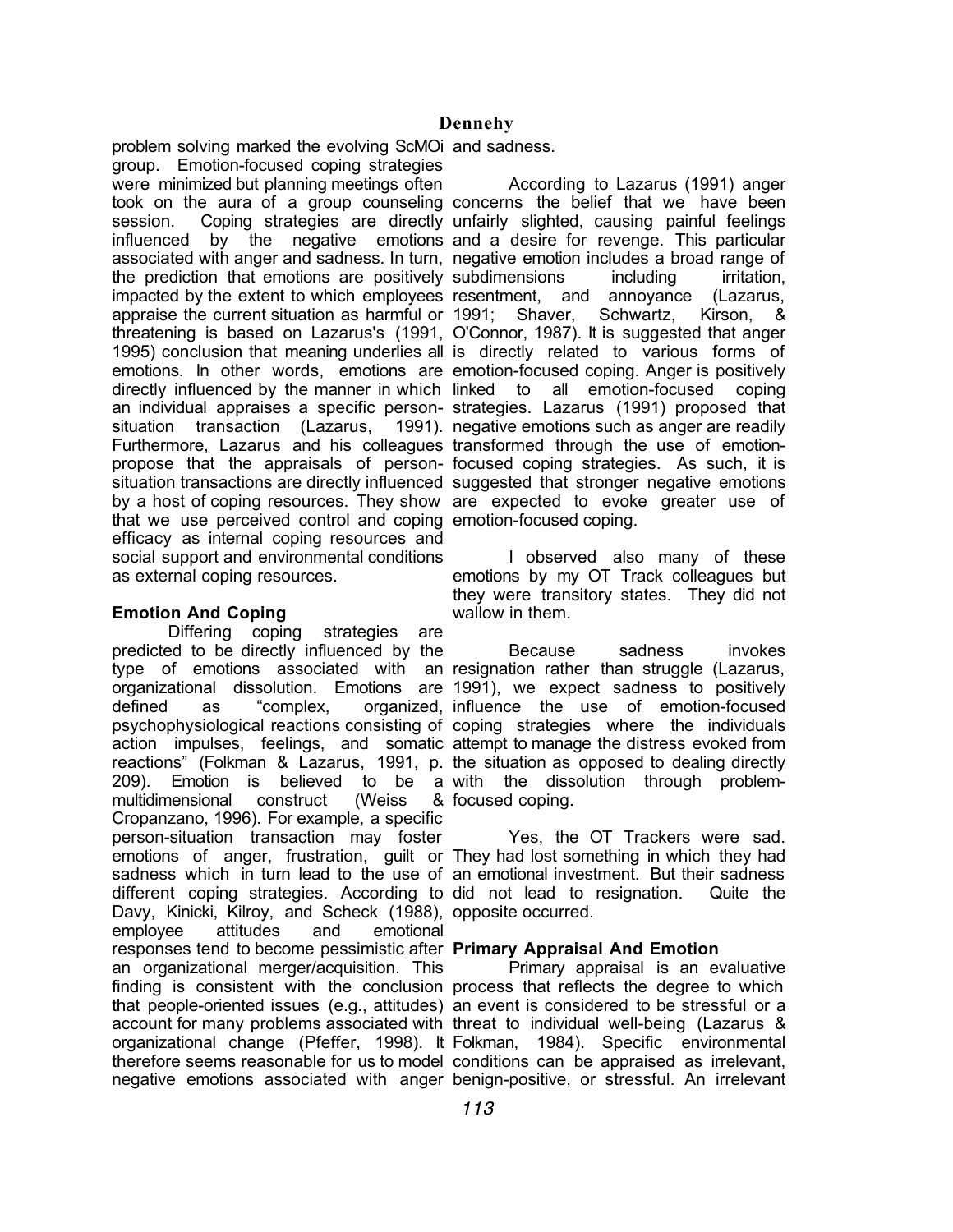problem solving marked the evolving ScMOi group. Emotion-focused coping strategies were minimized but planning meetings often took on the aura of a group counseling session. Coping strategies are directly influenced by the negative emotions associated with anger and sadness. In turn, the prediction that emotions are positively impacted by the extent to which employees appraise the current situation as harmful or threatening is based on Lazarus's (1991, 1995) conclusion that meaning underlies all emotions. In other words, emotions are directly influenced by the manner in which an individual appraises a specific person-situation transaction (Lazarus, 1991). Furthermore, Lazarus and his colleagues propose that the appraisals of person-situation transactions are directly influenced by a host of coping resources. They show that we use perceived control and coping efficacy as internal coping resources and social support and environmental conditions as external coping resources.

**Emotion And Coping**

Differing coping strategies are predicted to be directly influenced by the type of emotions associated with organizational dissolution. Emotions are defined as "complex, organized, psychophysiological reactions consisting of action impulses, feelings, and somatic reactions" (Folkman & Lazarus, 1991, p. 209). Emotion is believed to be a multidimensional construct (Weiss & Cropanzano, 1996). For example, a specific person-situation transaction may foster emotions of anger, frustration, guilt or sadness which in turn lead to the use of different coping strategies. According to Davy, Kinicki, Kilroy, and Scheck (1988), employee attitudes and emotional responses tend to become pessimistic after an organizational merger/acquisition. This finding is consistent with the conclusion that people-oriented issues (e.g., attitudes) account for many problems associated with organizational change (Pfeffer, 1998). It therefore seems reasonable for us to model negative emotions associated with anger and sadness.

According to Lazarus (1991) anger concerns the belief that we have been unfairly slighted, causing painful feelings and a desire for revenge. This particular negative emotion includes a broad range of subdimensions including irritation, resentment, and annoyance (Lazarus, 1991; Shaver, Schwartz, Kirson, & O'Connor, 1987). It is suggested that anger is directly related to various forms of emotion-focused coping. Anger is positively linked to all emotion-focused coping strategies. Lazarus (1991) proposed that negative emotions such as anger are readily transformed through the use of emotion-focused coping strategies. As such, it is suggested that stronger negative emotions are expected to evoke greater use of emotion-focused coping.

I observed also many of these emotions by my OT Track colleagues but they were transitory states. They did not wallow in them.

Because sadness invokes resignation rather than struggle (Lazarus, 1991), we expect sadness to positively influence the use of emotion-focused coping strategies where the individuals attempt to manage the distress evoked from the situation as opposed to dealing directly with the dissolution through problem-focused coping.

Yes, the OT Trackers were sad. They had lost something in which they had an emotional investment. But their sadness did not lead to resignation. Quite the opposite occurred.

**Primary Appraisal And Emotion**

Primary appraisal is an evaluative process that reflects the degree to which an event is considered to be stressful or a threat to individual well-being (Lazarus & Folkman, 1984). Specific environmental conditions can be appraised as irrelevant, benign-positive, or stressful. An irrelevant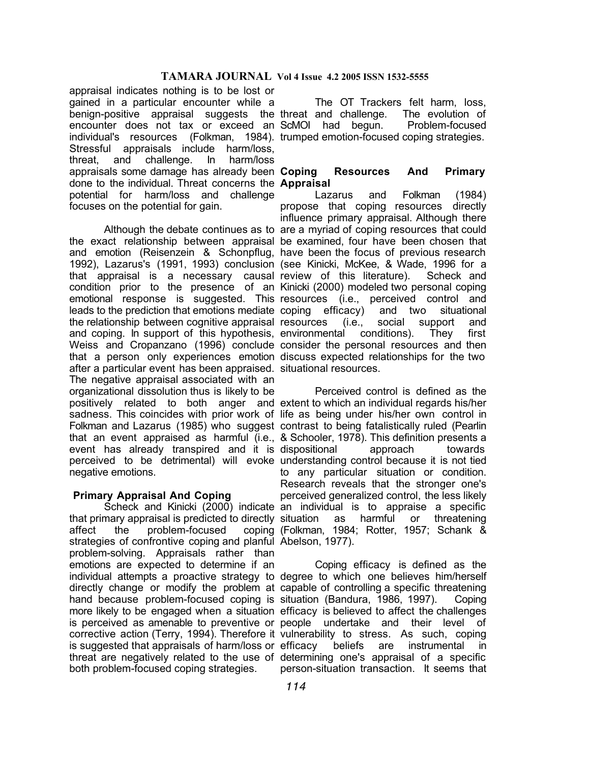appraisal indicates nothing is to be lost or gained in a particular encounter while a benign-positive appraisal suggests the encounter does not tax or exceed an individual's resources (Folkman, 1984). Stressful appraisals include harm/loss, threat, and challenge. In harm/loss appraisals some damage has already been done to the individual. Threat concerns the potential for harm/loss and challenge focuses on the potential for gain.

Although the debate continues as to the exact relationship between appraisal and emotion (Reisenzein & Schonpflug, 1992), Lazarus's (1991, 1993) conclusion that appraisal is a necessary causal condition prior to the presence of an emotional response is suggested. This leads to the prediction that emotions mediate the relationship between cognitive appraisal and coping. In support of this hypothesis, Weiss and Cropanzano (1996) conclude that a person only experiences emotion after a particular event has been appraised. The negative appraisal associated with an organizational dissolution thus is likely to be positively related to both anger and sadness. This coincides with prior work of Folkman and Lazarus (1985) who suggest that an event appraised as harmful (i.e., event has already transpired and it is perceived to be detrimental) will evoke negative emotions.

## Primary Appraisal And Coping

Scheck and Kinicki (2000) indicate that primary appraisal is predicted to directly affect the problem-focused coping strategies of confrontive coping and planful problem-solving. Appraisals rather than emotions are expected to determine if an individual attempts a proactive strategy to directly change or modify the problem at hand because problem-focused coping is more likely to be engaged when a situation is perceived as amenable to preventive or corrective action (Terry, 1994). Therefore it is suggested that appraisals of harm/loss or threat are negatively related to the use of both problem-focused coping strategies.

The OT Trackers felt harm, loss, threat and challenge. The evolution of ScMOI had begun. Problem-focused trumped emotion-focused coping strategies.

## Coping Resources And Primary Appraisal

Lazarus and Folkman (1984) propose that coping resources directly influence primary appraisal. Although there are a myriad of coping resources that could be examined, four have been chosen that have been the focus of previous research (see Kinicki, McKee, & Wade, 1996 for a review of this literature). Scheck and Kinicki (2000) modeled two personal coping resources (i.e., perceived control and coping efficacy) and two situational resources (i.e., social support and environmental conditions). They first consider the personal resources and then discuss expected relationships for the two situational resources.

Perceived control is defined as the extent to which an individual regards his/her life as being under his/her own control in contrast to being fatalistically ruled (Pearlin & Schooler, 1978). This definition presents a dispositional approach towards understanding control because it is not tied to any particular situation or condition. Research reveals that the stronger one's perceived generalized control, the less likely an individual is to appraise a specific situation as harmful or threatening (Folkman, 1984; Rotter, 1957; Schank & Abelson, 1977).

Coping efficacy is defined as the degree to which one believes him/herself capable of controlling a specific threatening situation (Bandura, 1986, 1997). Coping efficacy is believed to affect the challenges people undertake and their level of vulnerability to stress. As such, coping efficacy beliefs are instrumental in determining one's appraisal of a specific person-situation transaction. It seems that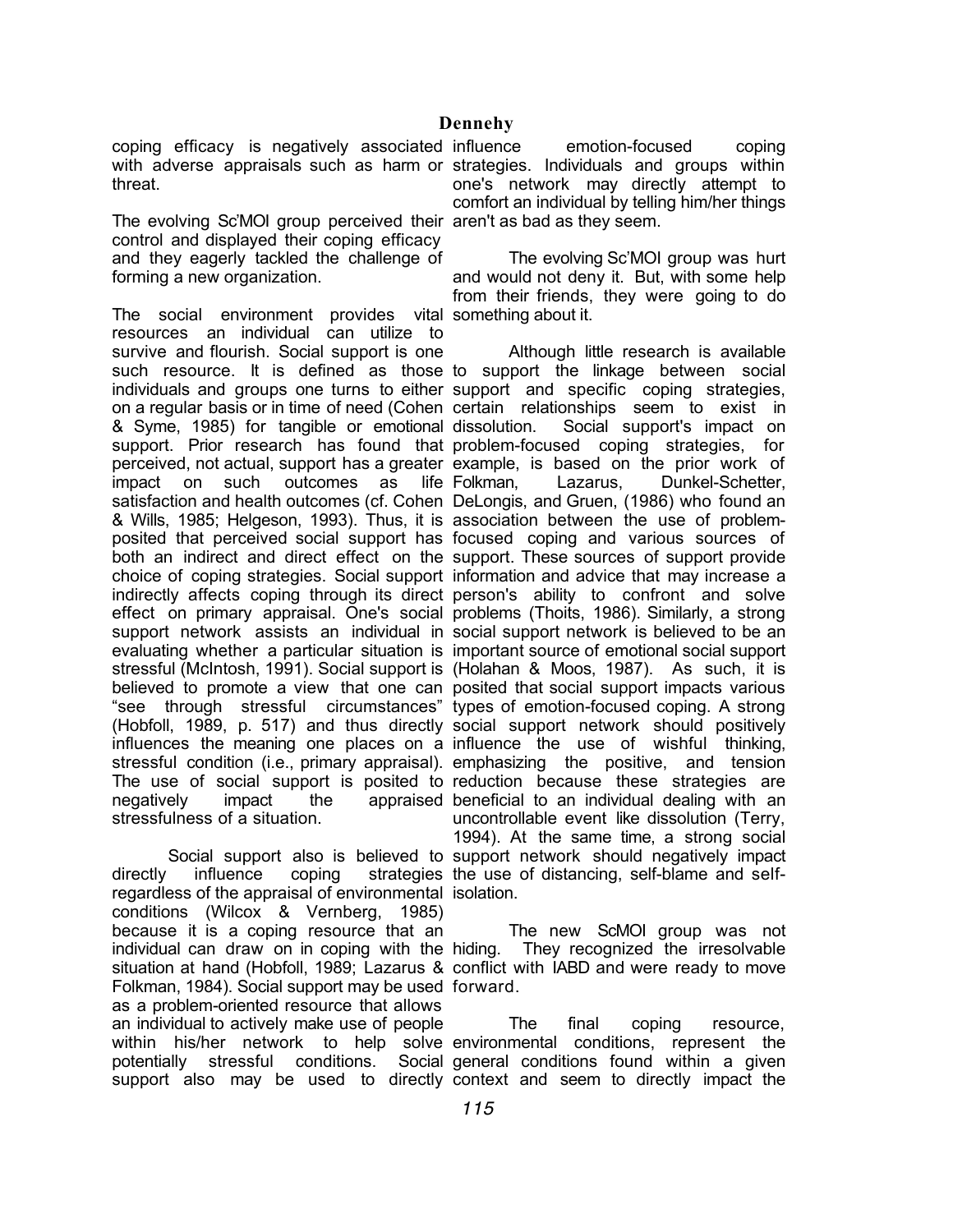coping efficacy is negatively associated with adverse appraisals such as harm or threat.

The evolving Sc'MOI group perceived their control and displayed their coping efficacy and they eagerly tackled the challenge of forming a new organization.

The social environment provides vital resources an individual can utilize to survive and flourish. Social support is one such resource. It is defined as those individuals and groups one turns to either on a regular basis or in time of need (Cohen & Syme, 1985) for tangible or emotional support. Prior research has found that perceived, not actual, support has a greater impact on such outcomes as life satisfaction and health outcomes (cf. Cohen & Wills, 1985; Helgeson, 1993). Thus, it is posited that perceived social support has both an indirect and direct effect on the choice of coping strategies. Social support indirectly affects coping through its direct effect on primary appraisal. One's social support network assists an individual in evaluating whether a particular situation is stressful (McIntosh, 1991). Social support is believed to promote a view that one can "see through stressful circumstances" (Hobfoll, 1989, p. 517) and thus directly influences the meaning one places on a stressful condition (i.e., primary appraisal). The use of social support is posited to negatively impact the appraised stressfulness of a situation.

Social support also is believed to directly influence coping strategies regardless of the appraisal of environmental conditions (Wilcox & Vernberg, 1985) because it is a coping resource that an individual can draw on in coping with the situation at hand (Hobfoll, 1989; Lazarus & Folkman, 1984). Social support may be used as a problem-oriented resource that allows an individual to actively make use of people within his/her network to help solve potentially stressful conditions. Social support also may be used to directly influence emotion-focused coping strategies. Individuals and groups within one's network may directly attempt to comfort an individual by telling him/her things aren't as bad as they seem.

The evolving Sc'MOI group was hurt and would not deny it. But, with some help from their friends, they were going to do something about it.

Although little research is available to support the linkage between social support and specific coping strategies, certain relationships seem to exist in dissolution. Social support's impact on problem-focused coping strategies, for example, is based on the prior work of Folkman, Lazarus, Dunkel-Schetter, DeLongis, and Gruen, (1986) who found an association between the use of problem-focused coping and various sources of support. These sources of support provide information and advice that may increase a person's ability to confront and solve problems (Thoits, 1986). Similarly, a strong social support network is believed to be an important source of emotional social support (Holahan & Moos, 1987). As such, it is posited that social support impacts various types of emotion-focused coping. A strong social support network should positively influence the use of wishful thinking, emphasizing the positive, and tension reduction because these strategies are beneficial to an individual dealing with an uncontrollable event like dissolution (Terry, 1994). At the same time, a strong social support network should negatively impact the use of distancing, self-blame and self-isolation.

The new ScMOI group was not hiding. They recognized the irresolvable conflict with IABD and were ready to move forward.

The final coping resource, environmental conditions, represent the general conditions found within a given context and seem to directly impact the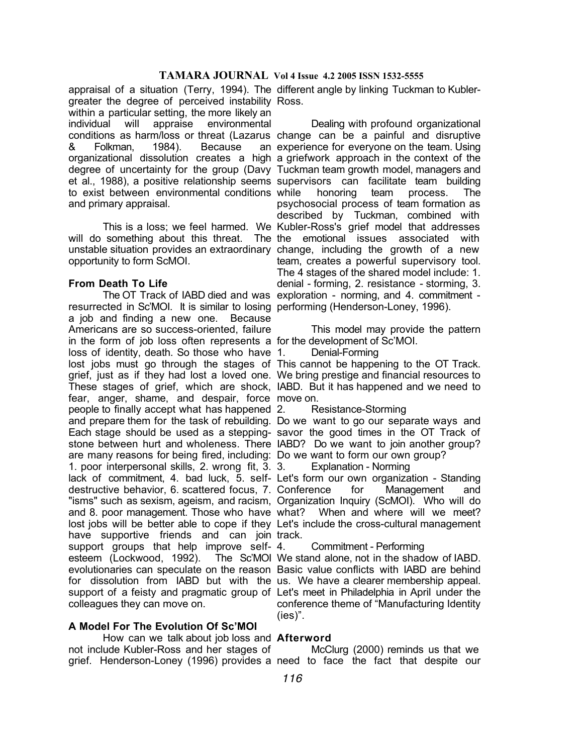appraisal of a situation (Terry, 1994). The greater the degree of perceived instability within a particular setting, the more likely an individual will appraise environmental conditions as harm/loss or threat (Lazarus & Folkman, 1984). Because organizational dissolution creates a high degree of uncertainty for the group (Davy et al., 1988), a positive relationship seems to exist between environmental conditions and primary appraisal.

This is a loss; we feel harmed. We will do something about this threat. The unstable situation provides an extraordinary opportunity to form ScMOI.

### From Death To Life

The OT Track of IABD died and was resurrected in Sc'MOI. It is similar to losing a job and finding a new one. Because Americans are so success-oriented, failure in the form of job loss often represents a loss of identity, death. So those who have lost jobs must go through the stages of grief, just as if they had lost a loved one. These stages of grief, which are shock, fear, anger, shame, and despair, force people to finally accept what has happened and prepare them for the task of rebuilding. Each stage should be used as a stepping-stone between hurt and wholeness. There are many reasons for being fired, including: 1. poor interpersonal skills, 2. wrong fit, 3. lack of commitment, 4. bad luck, 5. self-destructive behavior, 6. scattered focus, 7. "isms" such as sexism, ageism, and racism, and 8. poor management. Those who have lost jobs will be better able to cope if they have supportive friends and can join support groups that help improve self-esteem (Lockwood, 1992). The Sc'MOI evolutionaries can speculate on the reason for dissolution from IABD but with the support of a feisty and pragmatic group of colleagues they can move on.

### A Model For The Evolution Of Sc'MOI

How can we talk about job loss and not include Kubler-Ross and her stages of grief. Henderson-Loney (1996) provides a different angle by linking Tuckman to Kubler-Ross.

Dealing with profound organizational change can be a painful and disruptive experience for everyone on the team. Using a griefwork approach in the context of the Tuckman team growth model, managers and supervisors can facilitate team building while honoring team process. The psychosocial process of team formation as described by Tuckman, combined with Kubler-Ross's grief model that addresses the emotional issues associated with change, including the growth of a new team, creates a powerful supervisory tool. The 4 stages of the shared model include: 1. denial - forming, 2. resistance - storming, 3. exploration - norming, and 4. commitment - performing (Henderson-Loney, 1996).

This model may provide the pattern for the development of Sc'MOI.

1. Denial-Forming

This cannot be happening to the OT Track. We bring prestige and financial resources to IABD. But it has happened and we need to move on.

2. Resistance-Storming

Do we want to go our separate ways and savor the good times in the OT Track of IABD? Do we want to join another group? Do we want to form our own group?

3. Explanation - Norming

Let's form our own organization - Standing Conference for Management and Organization Inquiry (ScMOI). Who will do what? When and where will we meet? Let's include the cross-cultural management track.

4. Commitment - Performing

We stand alone, not in the shadow of IABD. Basic value conflicts with IABD are behind us. We have a clearer membership appeal. Let's meet in Philadelphia in April under the conference theme of "Manufacturing Identity (ies)".

### Afterword

McClurg (2000) reminds us that we need to face the fact that despite our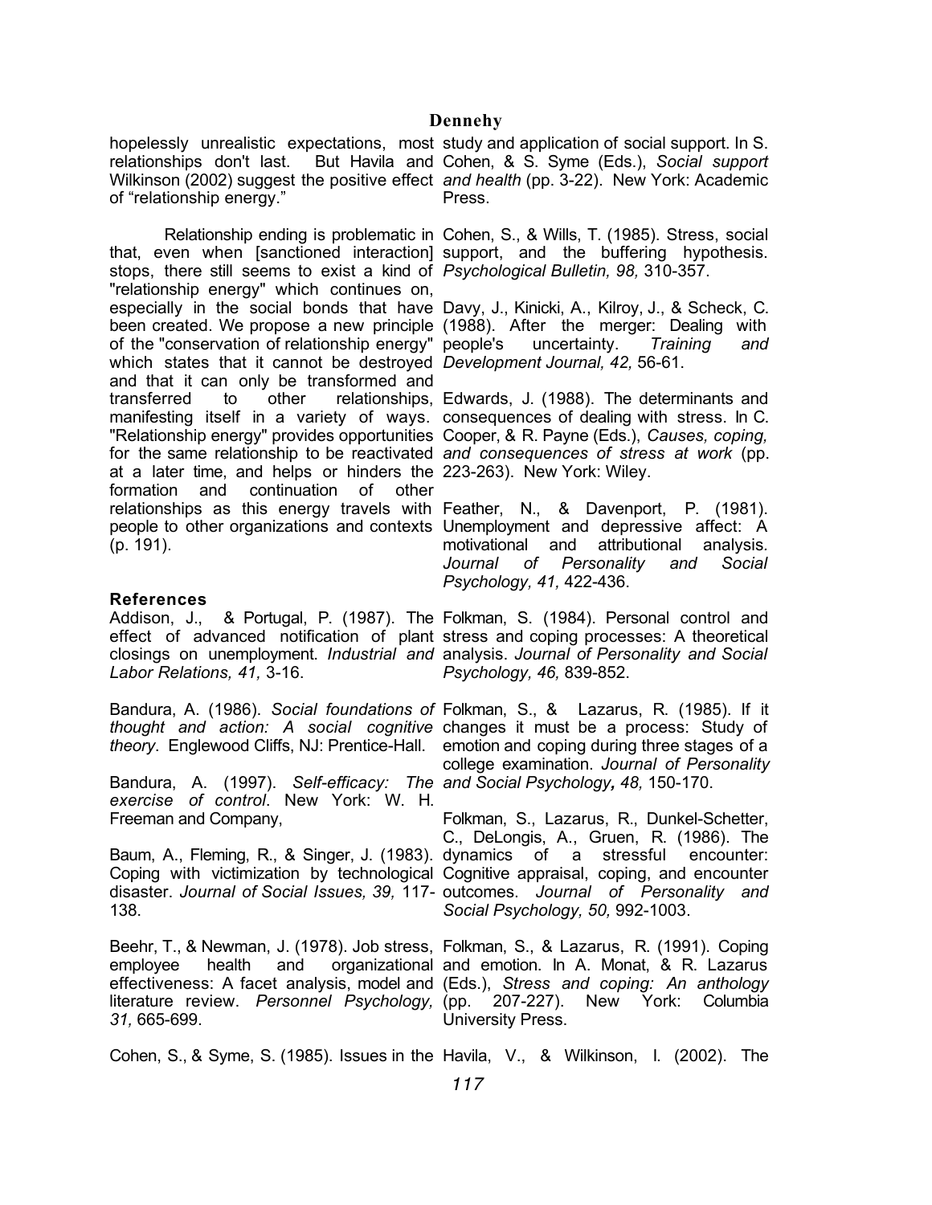hopelessly unrealistic expectations, most relationships don't last. But Havila and Wilkinson (2002) suggest the positive effect of "relationship energy."

Relationship ending is problematic in that, even when [sanctioned interaction] stops, there still seems to exist a kind of "relationship energy" which continues on, especially in the social bonds that have been created. We propose a new principle of the "conservation of relationship energy" which states that it cannot be destroyed and that it can only be transformed and transferred to other relationships, manifesting itself in a variety of ways. "Relationship energy" provides opportunities for the same relationship to be reactivated at a later time, and helps or hinders the formation and continuation of other relationships as this energy travels with people to other organizations and contexts (p. 191).

### References

Addison, J., & Portugal, P. (1987). The effect of advanced notification of plant closings on unemployment. *Industrial and Labor Relations, 41,* 3-16.

Bandura, A. (1986). *Social foundations of thought and action: A social cognitive theory*. Englewood Cliffs, NJ: Prentice-Hall.

Bandura, A. (1997). *Self-efficacy: The exercise of control*. New York: W. H. Freeman and Company,

Baum, A., Fleming, R., & Singer, J. (1983). Coping with victimization by technological disaster. *Journal of Social Issues, 39,* 117-138.

Beehr, T., & Newman, J. (1978). Job stress, employee health and organizational effectiveness: A facet analysis, model and literature review. *Personnel Psychology, 31,* 665-699.

Cohen, S., & Syme, S. (1985). Issues in the study and application of social support. In S. Cohen, & S. Syme (Eds.), *Social support and health* (pp. 3-22). New York: Academic Press.

Cohen, S., & Wills, T. (1985). Stress, social support, and the buffering hypothesis. *Psychological Bulletin, 98,* 310-357.

Davy, J., Kinicki, A., Kilroy, J., & Scheck, C. (1988). After the merger: Dealing with people's uncertainty. *Training and Development Journal, 42,* 56-61.

Edwards, J. (1988). The determinants and consequences of dealing with stress. In C. Cooper, & R. Payne (Eds.), *Causes, coping, and consequences of stress at work* (pp. 223-263). New York: Wiley.

Feather, N., & Davenport, P. (1981). Unemployment and depressive affect: A motivational and attributional analysis. *Journal of Personality and Social Psychology, 41,* 422-436.

Folkman, S. (1984). Personal control and stress and coping processes: A theoretical analysis. *Journal of Personality and Social Psychology, 46,* 839-852.

Folkman, S., & Lazarus, R. (1985). If it changes it must be a process: Study of emotion and coping during three stages of a college examination. *Journal of Personality and Social Psychology, 48,* 150-170.

Folkman, S., Lazarus, R., Dunkel-Schetter, C., DeLongis, A., Gruen, R. (1986). The dynamics of a stressful encounter: Cognitive appraisal, coping, and encounter outcomes. *Journal of Personality and Social Psychology, 50,* 992-1003.

Folkman, S., & Lazarus, R. (1991). Coping and emotion. In A. Monat, & R. Lazarus (Eds.), *Stress and coping: An anthology* (pp. 207-227). New York: Columbia University Press.

Havila, V., & Wilkinson, I. (2002). The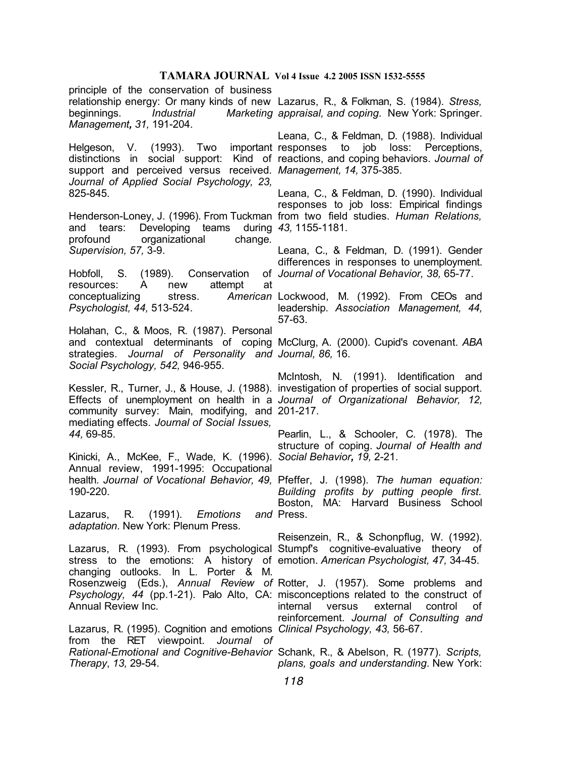principle of the conservation of business relationship energy: Or many kinds of new beginnings. *Industrial Marketing Management, 31,* 191-204.

Helgeson, V. (1993). Two important distinctions in social support: Kind of support and perceived versus received. *Journal of Applied Social Psychology, 23,* 825-845.

Henderson-Loney, J. (1996). From Tuckman and tears: Developing teams during profound organizational change. *Supervision, 57,* 3-9.

Hobfoll, S. (1989). Conservation of resources: A new attempt at conceptualizing stress. *American Psychologist, 44,* 513-524.

Holahan, C., & Moos, R. (1987). Personal and contextual determinants of coping strategies. *Journal of Personality and Social Psychology, 542,* 946-955.

Kessler, R., Turner, J., & House, J. (1988). Effects of unemployment on health in a community survey: Main, modifying, and mediating effects. *Journal of Social Issues, 44,* 69-85.

Kinicki, A., McKee, F., Wade, K. (1996). Annual review, 1991-1995: Occupational health. *Journal of Vocational Behavior, 49,* 190-220.

Lazarus, R. (1991). *Emotions and adaptation*. New York: Plenum Press.

Lazarus, R. (1993). From psychological stress to the emotions: A history of changing outlooks. In L. Porter & M. Rosenzweig (Eds.), *Annual Review of Psychology, 44* (pp.1-21). Palo Alto, CA: Annual Review Inc.

Lazarus, R. (1995). Cognition and emotions from the RET viewpoint. *Journal of Rational-Emotional and Cognitive-Behavior Therapy*, *13,* 29-54.

Lazarus, R., & Folkman, S. (1984). *Stress, appraisal, and coping*. New York: Springer.

Leana, C., & Feldman, D. (1988). Individual responses to job loss: Perceptions, reactions, and coping behaviors. *Journal of Management, 14,* 375-385.

Leana, C., & Feldman, D. (1990). Individual responses to job loss: Empirical findings from two field studies. *Human Relations, 43,* 1155-1181.

Leana, C., & Feldman, D. (1991). Gender differences in responses to unemployment. *Journal of Vocational Behavior, 38,* 65-77.

Lockwood, M. (1992). From CEOs and leadership. *Association Management, 44,* 57-63.

McClurg, A. (2000). Cupid's covenant. *ABA Journal, 86,* 16.

McIntosh, N. (1991). Identification and investigation of properties of social support. *Journal of Organizational Behavior, 12,* 201-217.

Pearlin, L., & Schooler, C. (1978). The structure of coping. *Journal of Health and Social Behavior, 19,* 2-21.

Pfeffer, J. (1998). *The human equation: Building profits by putting people first.* Boston, MA: Harvard Business School Press.

Reisenzein, R., & Schonpflug, W. (1992). Stumpf's cognitive-evaluative theory of emotion. *American Psychologist, 47,* 34-45.

Rotter, J. (1957). Some problems and misconceptions related to the construct of internal versus external control of reinforcement. *Journal of Consulting and Clinical Psychology, 43,* 56-67.

Schank, R., & Abelson, R. (1977). *Scripts, plans, goals and understanding*. New York: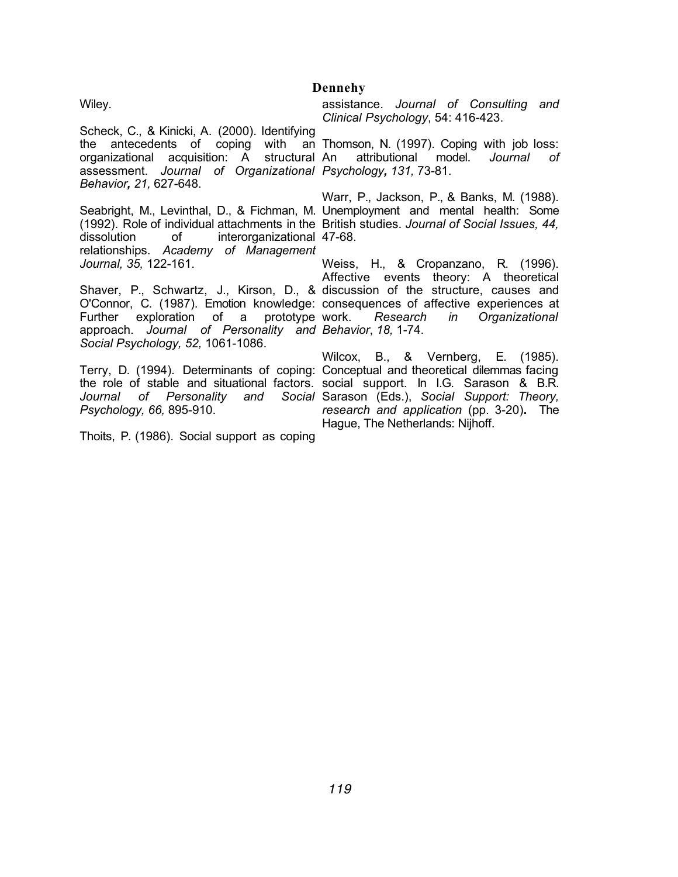Wiley.

Scheck, C., & Kinicki, A. (2000). Identifying the antecedents of coping with an organizational acquisition: A structural assessment. *Journal of Organizational Behavior, 21,* 627-648.

Seabright, M., Levinthal, D., & Fichman, M. (1992). Role of individual attachments in the dissolution of interorganizational relationships. *Academy of Management Journal, 35,* 122-161.

Shaver, P., Schwartz, J., Kirson, D., & O'Connor, C. (1987). Emotion knowledge: Further exploration of a prototype approach. *Journal of Personality and Social Psychology, 52,* 1061-1086.

Terry, D. (1994). Determinants of coping: the role of stable and situational factors. *Journal of Personality and Social Psychology, 66,* 895-910.

Thoits, P. (1986). Social support as coping assistance. *Journal of Consulting and Clinical Psychology*, 54: 416-423.

Thomson, N. (1997). Coping with job loss: An attributional model. *Journal of Psychology, 131,* 73-81.

Warr, P., Jackson, P., & Banks, M. (1988). Unemployment and mental health: Some British studies. *Journal of Social Issues, 44,* 47-68.

Weiss, H., & Cropanzano, R. (1996). Affective events theory: A theoretical discussion of the structure, causes and consequences of affective experiences at work. *Research in Organizational Behavior*, *18,* 1-74.

Wilcox, B., & Vernberg, E. (1985). Conceptual and theoretical dilemmas facing social support. In I.G. Sarason & B.R. Sarason (Eds.), *Social Support: Theory, research and application* (pp. 3-20). The Hague, The Netherlands: Nijhoff.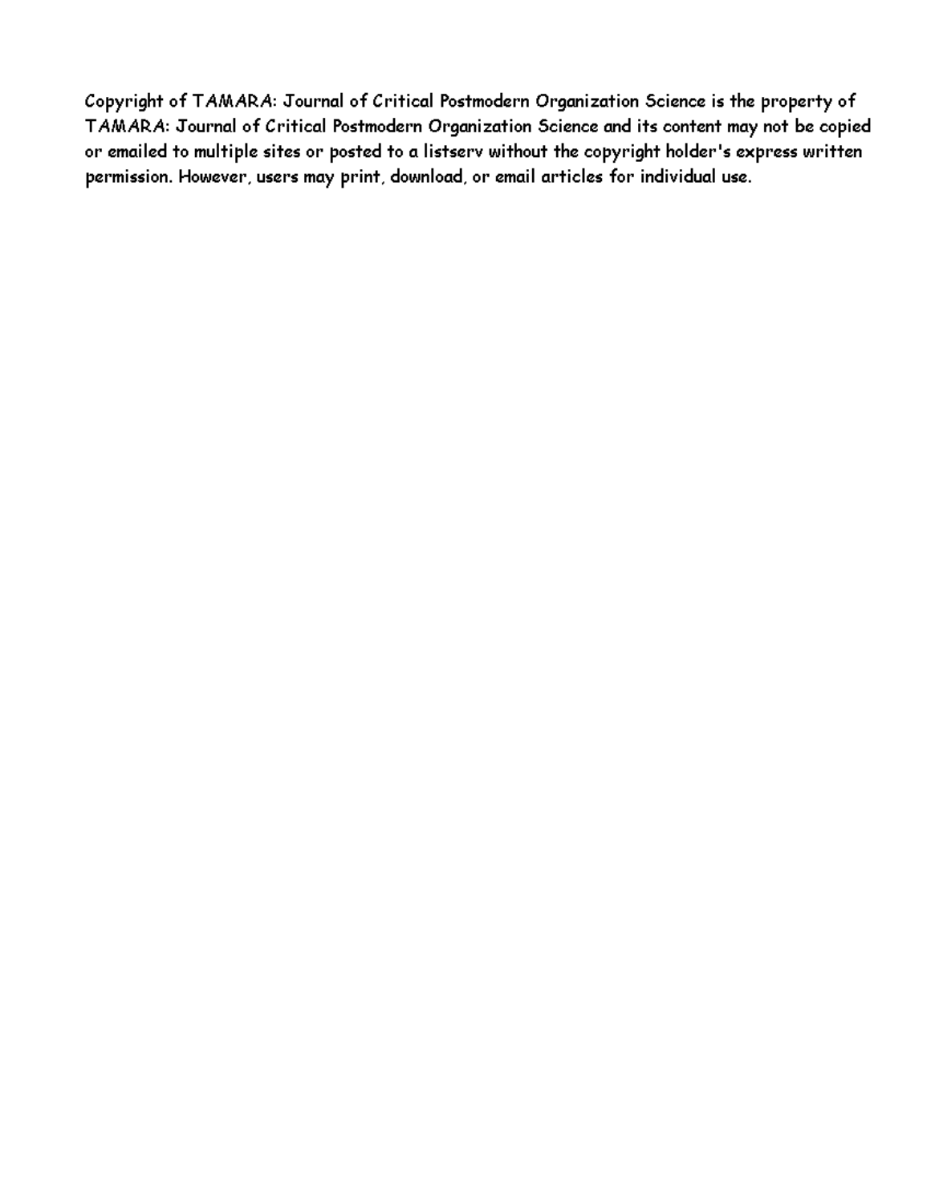Copyright of TAMARA: Journal of Critical Postmodern Organization Science is the property of TAMARA: Journal of Critical Postmodern Organization Science and its content may not be copied or emailed to multiple sites or posted to a listserv without the copyright holder's express written permission. However, users may print, download, or email articles for individual use.